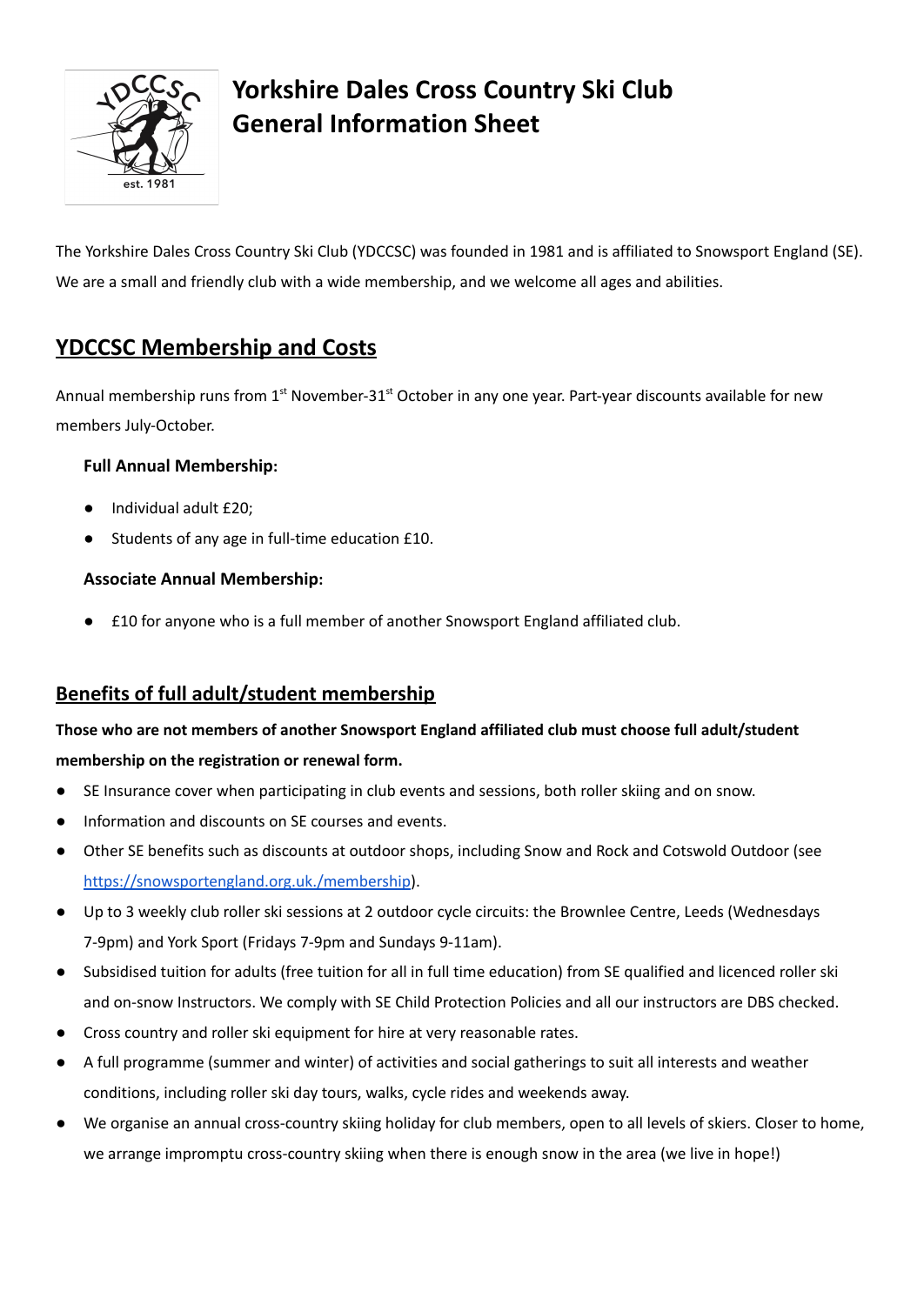# Yorkshire Dales Cross Country Ski Club General Information Sheet

The Yorkshire Dales Cross Country Ski Club (YDCCSC) was founded in 1981 and is affiliated to Snowsport England (SE). We are a small and friendly club with a wide membership, and we welcome all ages and abilities.

## YDCCSC Membership and Costs

Annual membership runs from 1st November-31st October in any one year. Part-year discounts available for new members July-October.

**Full Annual Membership:**

- Individual adult £20;
- Students of any age in full-time education £10.

**Associate Annual Membership:**

- £10 for anyone who is a full member of another Snowsport England affiliated club.

## Benefits of full adult/student membership

**Those who are not members of another Snowsport England affiliated club must choose full adult/student membership on the registration or renewal form.**

- SE Insurance cover when participating in club events and sessions, both roller skiing and on snow.
- Information and discounts on SE courses and events.
- Other SE benefits such as discounts at outdoor shops, including Snow and Rock and Cotswold Outdoor (see [https://snowsportengland.org.uk./membership](https://snowsportengland.org.uk./membership)).
- Up to 3 weekly club roller ski sessions at 2 outdoor cycle circuits: the Brownlee Centre, Leeds (Wednesdays 7-9pm) and York Sport (Fridays 7-9pm and Sundays 9-11am).
- Subsidised tuition for adults (free tuition for all in full time education) from SE qualified and licenced roller ski and on-snow Instructors. We comply with SE Child Protection Policies and all our instructors are DBS checked.
- Cross country and roller ski equipment for hire at very reasonable rates.
- A full programme (summer and winter) of activities and social gatherings to suit all interests and weather conditions, including roller ski day tours, walks, cycle rides and weekends away.
- We organise an annual cross-country skiing holiday for club members, open to all levels of skiers. Closer to home, we arrange impromptu cross-country skiing when there is enough snow in the area (we live in hope!)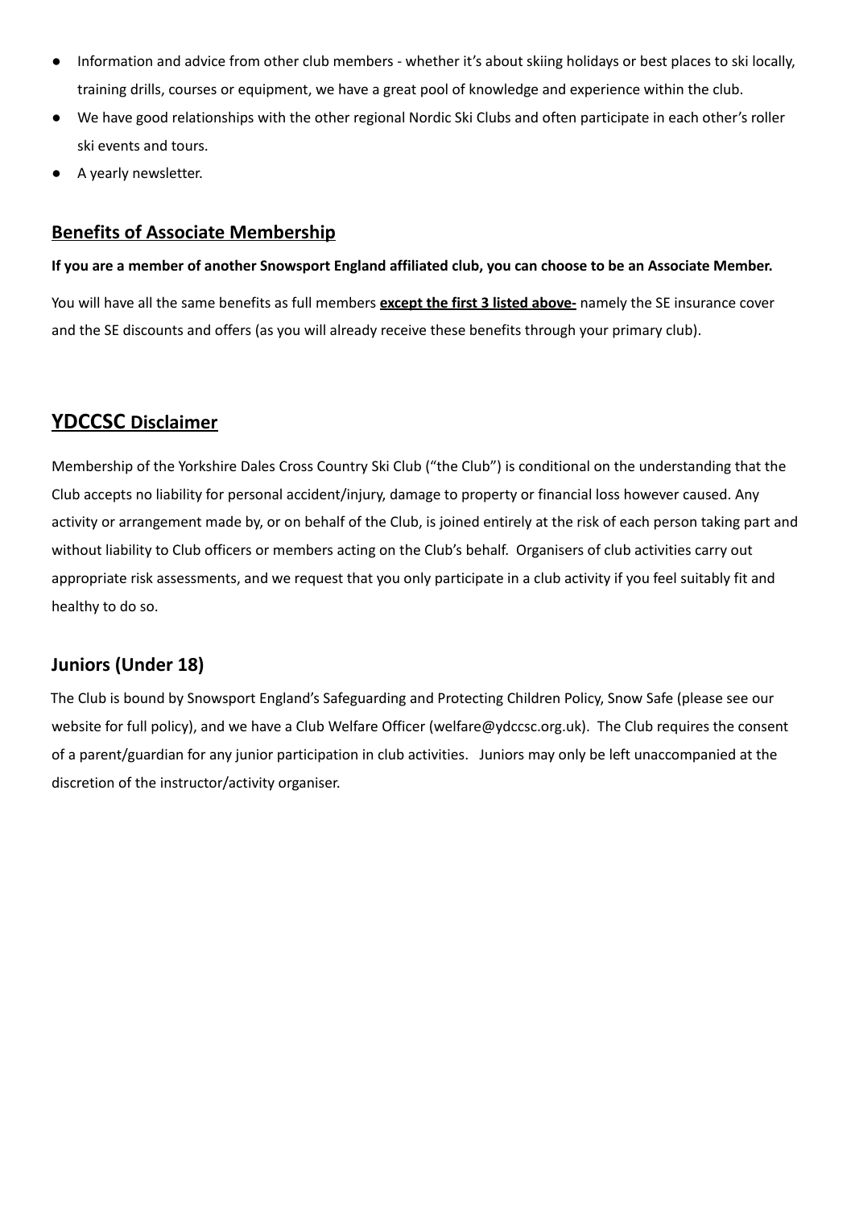- Information and advice from other club members - whether it's about skiing holidays or best places to ski locally, training drills, courses or equipment, we have a great pool of knowledge and experience within the club.
- We have good relationships with the other regional Nordic Ski Clubs and often participate in each other's roller ski events and tours.
- A yearly newsletter.

## Benefits of Associate Membership

**If you are a member of another Snowsport England affiliated club, you can choose to be an Associate Member.**

You will have all the same benefits as full members **except the first 3 listed above-** namely the SE insurance cover and the SE discounts and offers (as you will already receive these benefits through your primary club).

## YDCCSC Disclaimer

Membership of the Yorkshire Dales Cross Country Ski Club ("the Club") is conditional on the understanding that the Club accepts no liability for personal accident/injury, damage to property or financial loss however caused. Any activity or arrangement made by, or on behalf of the Club, is joined entirely at the risk of each person taking part and without liability to Club officers or members acting on the Club's behalf. Organisers of club activities carry out appropriate risk assessments, and we request that you only participate in a club activity if you feel suitably fit and healthy to do so.

## Juniors (Under 18)

The Club is bound by Snowsport England's Safeguarding and Protecting Children Policy, Snow Safe (please see our website for full policy), and we have a Club Welfare Officer (welfare@ydccsc.org.uk). The Club requires the consent of a parent/guardian for any junior participation in club activities. Juniors may only be left unaccompanied at the discretion of the instructor/activity organiser.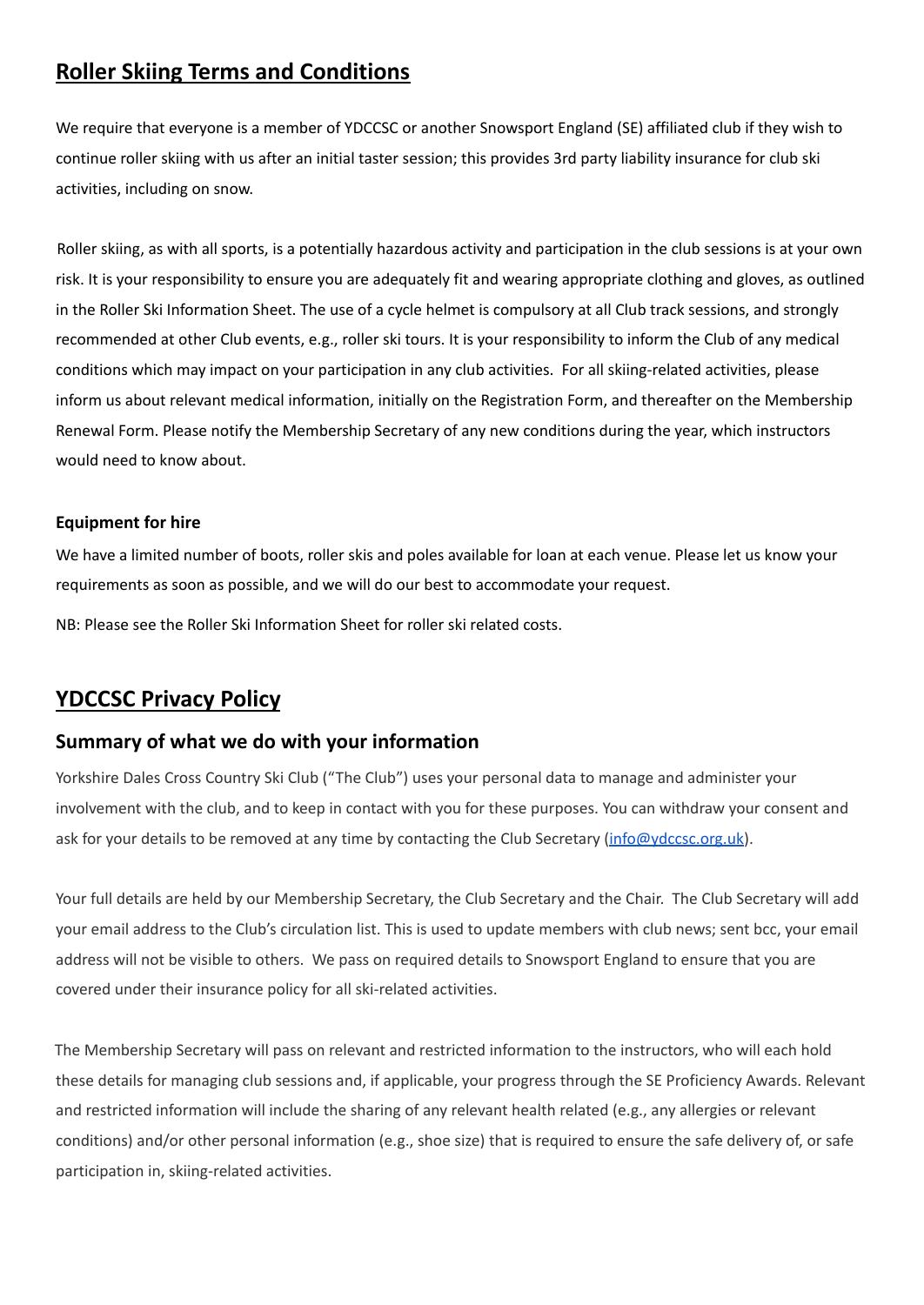## **Roller Skiing Terms and Conditions**

We require that everyone is a member of YDCCSC or another Snowsport England (SE) affiliated club if they wish to continue roller skiing with us after an initial taster session; this provides 3rd party liability insurance for club ski activities, including on snow.

Roller skiing, as with all sports, is a potentially hazardous activity and participation in the club sessions is at your own risk. It is your responsibility to ensure you are adequately fit and wearing appropriate clothing and gloves, as outlined in the Roller Ski Information Sheet. The use of a cycle helmet is compulsory at all Club track sessions, and strongly recommended at other Club events, e.g., roller ski tours. It is your responsibility to inform the Club of any medical conditions which may impact on your participation in any club activities. For all skiing-related activities, please inform us about relevant medical information, initially on the Registration Form, and thereafter on the Membership Renewal Form. Please notify the Membership Secretary of any new conditions during the year, which instructors would need to know about.

**Equipment for hire**

We have a limited number of boots, roller skis and poles available for loan at each venue. Please let us know your requirements as soon as possible, and we will do our best to accommodate your request.

NB: Please see the Roller Ski Information Sheet for roller ski related costs.

## **YDCCSC Privacy Policy**

### **Summary of what we do with your information**

Yorkshire Dales Cross Country Ski Club ("The Club") uses your personal data to manage and administer your involvement with the club, and to keep in contact with you for these purposes. You can withdraw your consent and ask for your details to be removed at any time by contacting the Club Secretary ([info@ydccsc.org.uk](mailto:info@ydccsc.org.uk)).

Your full details are held by our Membership Secretary, the Club Secretary and the Chair. The Club Secretary will add your email address to the Club's circulation list. This is used to update members with club news; sent bcc, your email address will not be visible to others. We pass on required details to Snowsport England to ensure that you are covered under their insurance policy for all ski-related activities.

The Membership Secretary will pass on relevant and restricted information to the instructors, who will each hold these details for managing club sessions and, if applicable, your progress through the SE Proficiency Awards. Relevant and restricted information will include the sharing of any relevant health related (e.g., any allergies or relevant conditions) and/or other personal information (e.g., shoe size) that is required to ensure the safe delivery of, or safe participation in, skiing-related activities.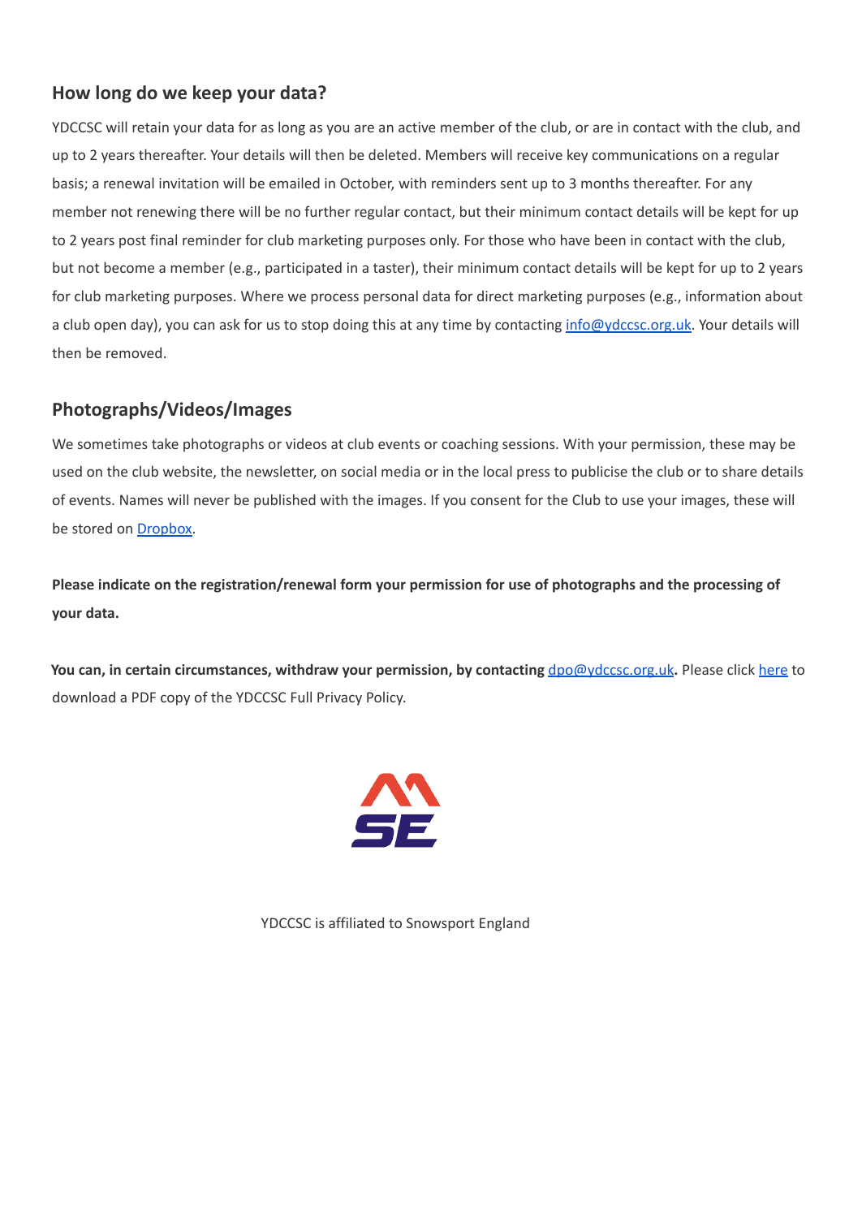## How long do we keep your data?

YDCCSC will retain your data for as long as you are an active member of the club, or are in contact with the club, and up to 2 years thereafter. Your details will then be deleted. Members will receive key communications on a regular basis; a renewal invitation will be emailed in October, with reminders sent up to 3 months thereafter. For any member not renewing there will be no further regular contact, but their minimum contact details will be kept for up to 2 years post final reminder for club marketing purposes only. For those who have been in contact with the club, but not become a member (e.g., participated in a taster), their minimum contact details will be kept for up to 2 years for club marketing purposes. Where we process personal data for direct marketing purposes (e.g., information about a club open day), you can ask for us to stop doing this at any time by contacting info@ydccsc.org.uk. Your details will then be removed.

## Photographs/Videos/Images

We sometimes take photographs or videos at club events or coaching sessions. With your permission, these may be used on the club website, the newsletter, on social media or in the local press to publicise the club or to share details of events. Names will never be published with the images. If you consent for the Club to use your images, these will be stored on Dropbox.

**Please indicate on the registration/renewal form your permission for use of photographs and the processing of your data.**

**You can, in certain circumstances, withdraw your permission, by contacting** dpo@ydccsc.org.uk**.** Please click here to download a PDF copy of the YDCCSC Full Privacy Policy.

YDCCSC is affiliated to Snowsport England